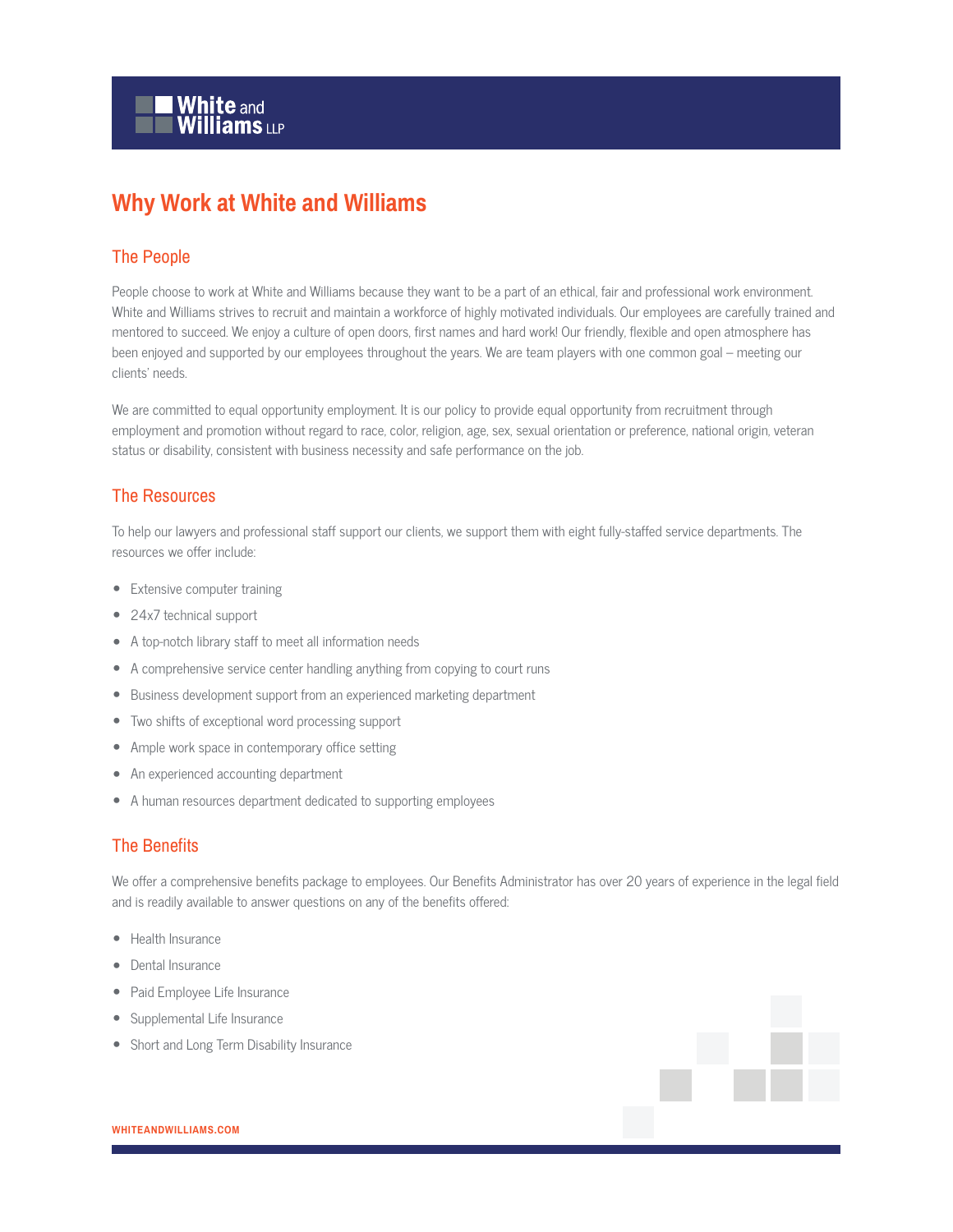# Why Work at White and Williams

## The People

People choose to work at White and Williams because they want to be a part of an ethical, fair and professional work environment. White and Williams strives to recruit and maintain a workforce of highly motivated individuals. Our employees are carefully trained and mentored to succeed. We enjoy a culture of open doors, first names and hard work! Our friendly, flexible and open atmosphere has been enjoyed and supported by our employees throughout the years. We are team players with one common goal – meeting our clients' needs.

We are committed to equal opportunity employment. It is our policy to provide equal opportunity from recruitment through employment and promotion without regard to race, color, religion, age, sex, sexual orientation or preference, national origin, veteran status or disability, consistent with business necessity and safe performance on the job.

## The Resources

To help our lawyers and professional staff support our clients, we support them with eight fully-staffed service departments. The resources we offer include:

- Extensive computer training
- 24x7 technical support
- A top-notch library staff to meet all information needs
- A comprehensive service center handling anything from copying to court runs
- Business development support from an experienced marketing department
- Two shifts of exceptional word processing support
- Ample work space in contemporary office setting
- An experienced accounting department
- A human resources department dedicated to supporting employees

## The Benefits

We offer a comprehensive benefits package to employees. Our Benefits Administrator has over 20 years of experience in the legal field and is readily available to answer questions on any of the benefits offered:

- Health Insurance
- Dental Insurance
- Paid Employee Life Insurance
- Supplemental Life Insurance
- Short and Long Term Disability Insurance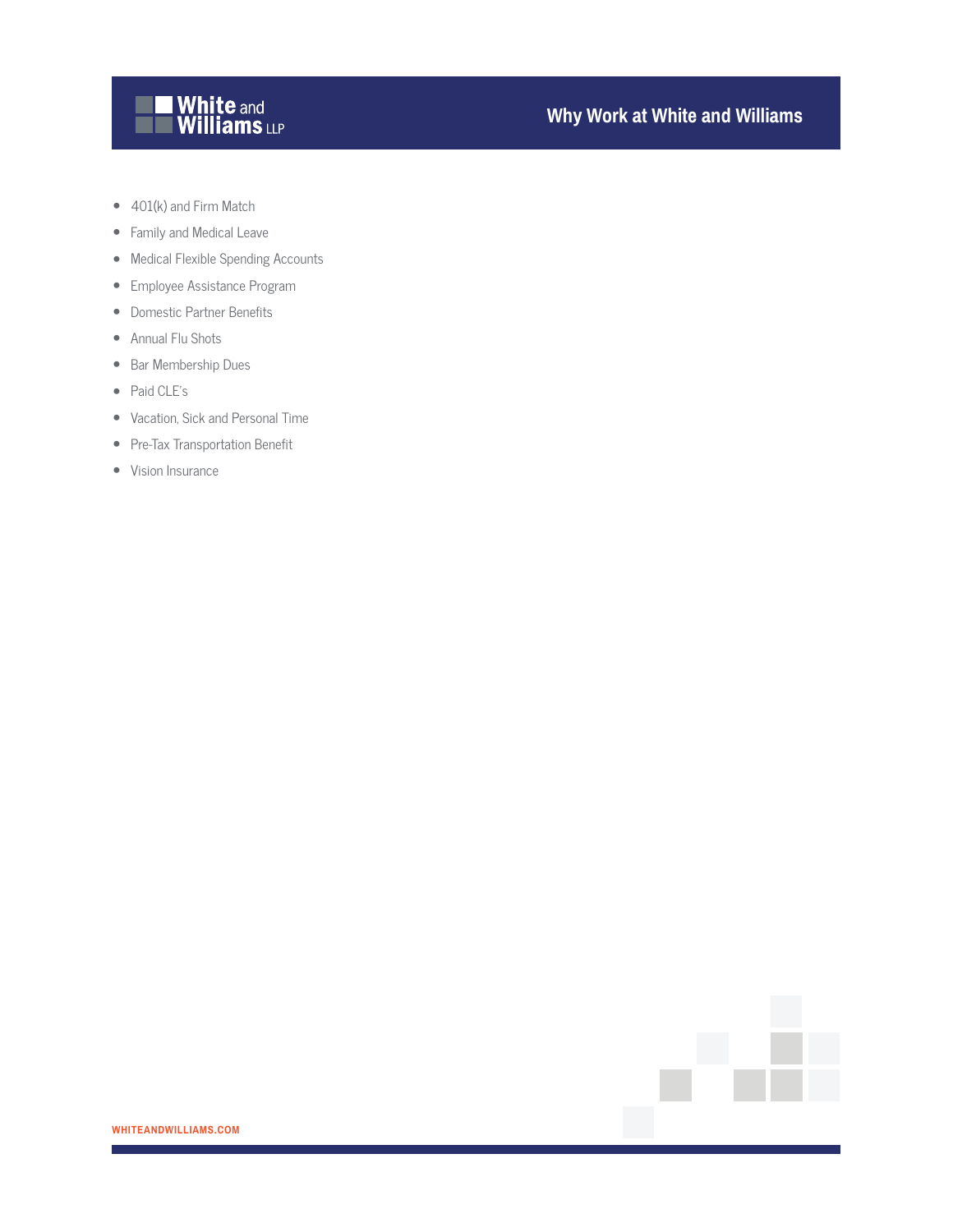- 401(k) and Firm Match
- Family and Medical Leave
- Medical Flexible Spending Accounts
- Employee Assistance Program
- Domestic Partner Benefits
- Annual Flu Shots
- Bar Membership Dues
- Paid CLE's
- Vacation, Sick and Personal Time
- Pre-Tax Transportation Benefit
- Vision Insurance